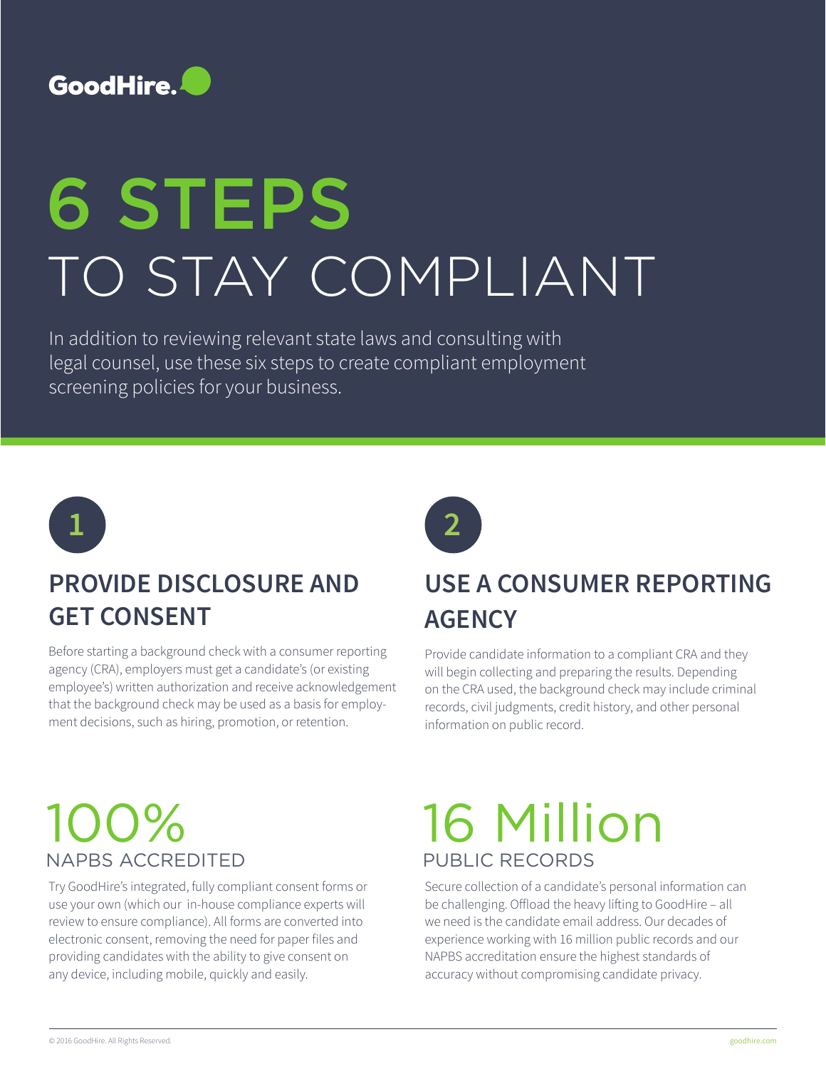GoodHire.

# 6 STEPS TO STAY COMPLIANT

In addition to reviewing relevant state laws and consulting with legal counsel, use these six steps to create compliant employment screening policies for your business.

## 1

## PROVIDE DISCLOSURE AND GET CONSENT

Before starting a background check with a consumer reporting agency (CRA), employers must get a candidate's (or existing employee's) written authorization and receive acknowledgement that the background check may be used as a basis for employment decisions, such as hiring, promotion, or retention.

## 2

## USE A CONSUMER REPORTING AGENCY

Provide candidate information to a compliant CRA and they will begin collecting and preparing the results. Depending on the CRA used, the background check may include criminal records, civil judgments, credit history, and other personal information on public record.

### 100%

NAPBS ACCREDITED

Try GoodHire's integrated, fully compliant consent forms or use your own (which our in-house compliance experts will review to ensure compliance). All forms are converted into electronic consent, removing the need for paper files and providing candidates with the ability to give consent on any device, including mobile, quickly and easily.

### 16 Million

PUBLIC RECORDS

Secure collection of a candidate's personal information can be challenging. Offload the heavy lifting to GoodHire – all we need is the candidate email address. Our decades of experience working with 16 million public records and our NAPBS accreditation ensure the highest standards of accuracy without compromising candidate privacy.

© 2016 GoodHire. All Rights Reserved. goodhire.com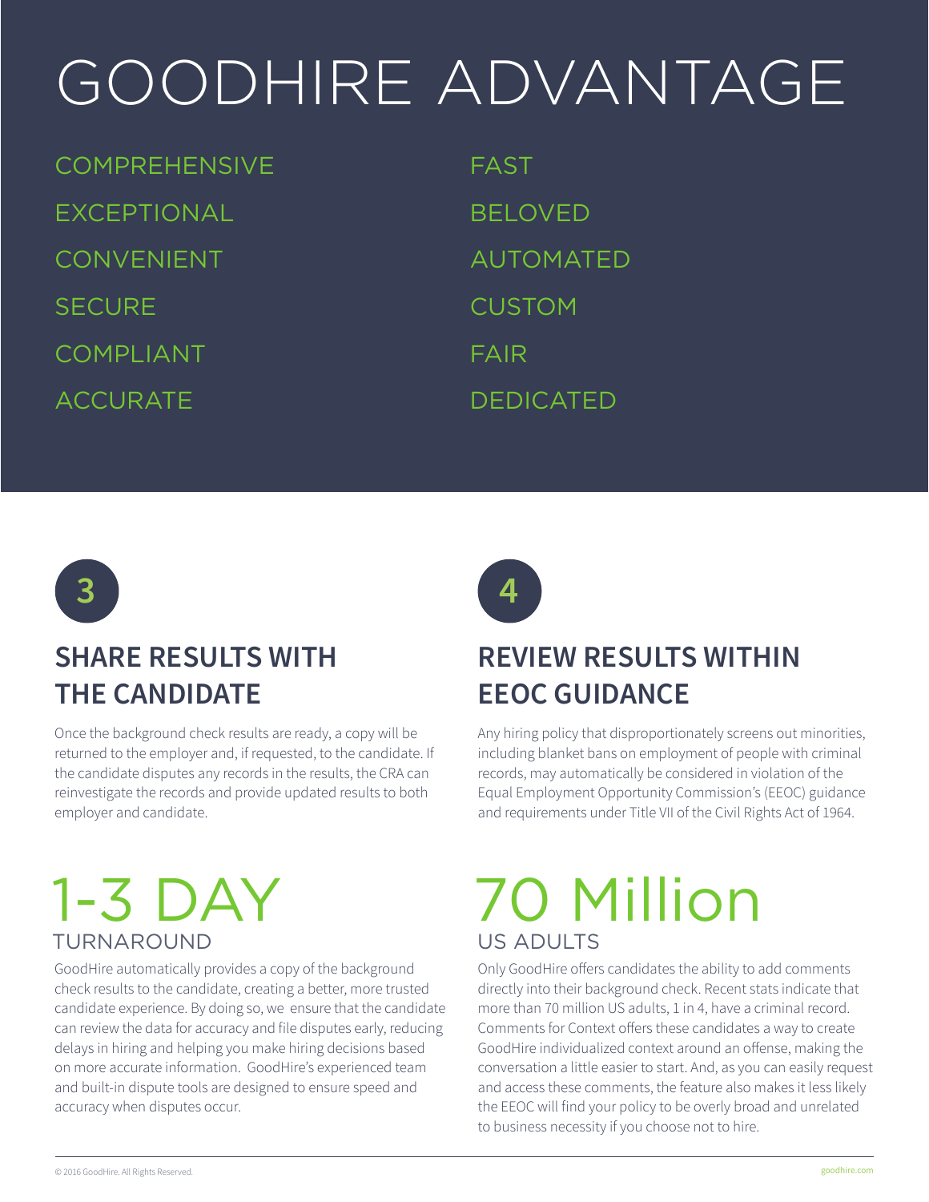# GOODHIRE ADVANTAGE

- COMPREHENSIVE
- EXCEPTIONAL
- CONVENIENT
- SECURE
- COMPLIANT
- ACCURATE
- FAST
- BELOVED
- AUTOMATED
- CUSTOM
- FAIR
- DEDICATED

**3**

## SHARE RESULTS WITH THE CANDIDATE

Once the background check results are ready, a copy will be returned to the employer and, if requested, to the candidate. If the candidate disputes any records in the results, the CRA can reinvestigate the records and provide updated results to both employer and candidate.

**4**

## REVIEW RESULTS WITHIN EEOC GUIDANCE

Any hiring policy that disproportionately screens out minorities, including blanket bans on employment of people with criminal records, may automatically be considered in violation of the Equal Employment Opportunity Commission's (EEOC) guidance and requirements under Title VII of the Civil Rights Act of 1964.

# 1-3 DAY

### TURNAROUND

GoodHire automatically provides a copy of the background check results to the candidate, creating a better, more trusted candidate experience. By doing so, we ensure that the candidate can review the data for accuracy and file disputes early, reducing delays in hiring and helping you make hiring decisions based on more accurate information. GoodHire's experienced team and built-in dispute tools are designed to ensure speed and accuracy when disputes occur.

# 70 Million

### US ADULTS

Only GoodHire offers candidates the ability to add comments directly into their background check. Recent stats indicate that more than 70 million US adults, 1 in 4, have a criminal record. Comments for Context offers these candidates a way to create GoodHire individualized context around an offense, making the conversation a little easier to start. And, as you can easily request and access these comments, the feature also makes it less likely the EEOC will find your policy to be overly broad and unrelated to business necessity if you choose not to hire.

© 2016 GoodHire. All Rights Reserved.

goodhire.com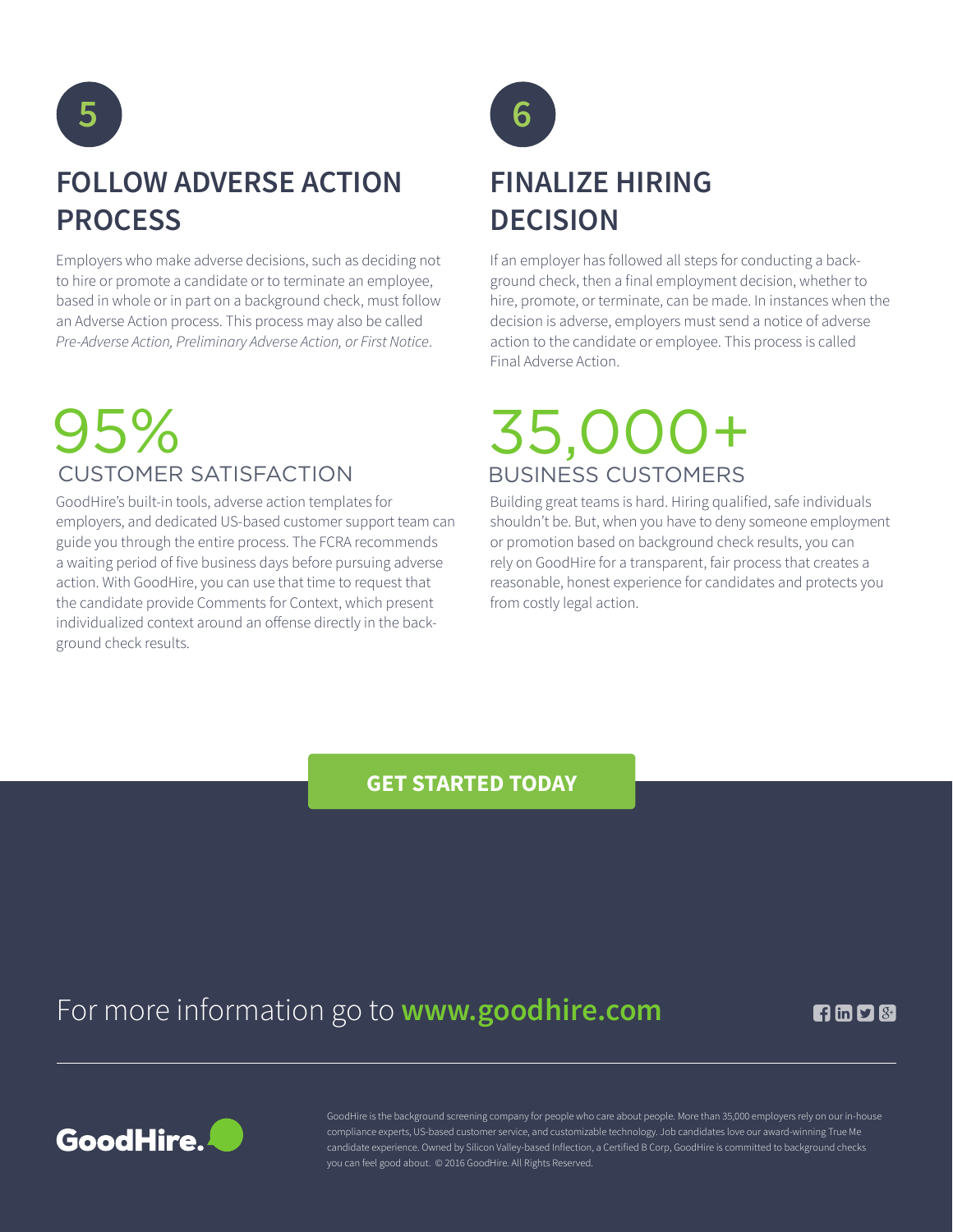5

## FOLLOW ADVERSE ACTION PROCESS

Employers who make adverse decisions, such as deciding not to hire or promote a candidate or to terminate an employee, based in whole or in part on a background check, must follow an Adverse Action process. This process may also be called *Pre-Adverse Action, Preliminary Adverse Action, or First Notice*.

95%

CUSTOMER SATISFACTION

GoodHire's built-in tools, adverse action templates for employers, and dedicated US-based customer support team can guide you through the entire process. The FCRA recommends a waiting period of five business days before pursuing adverse action. With GoodHire, you can use that time to request that the candidate provide Comments for Context, which present individualized context around an offense directly in the background check results.

6

## FINALIZE HIRING DECISION

If an employer has followed all steps for conducting a background check, then a final employment decision, whether to hire, promote, or terminate, can be made. In instances when the decision is adverse, employers must send a notice of adverse action to the candidate or employee. This process is called Final Adverse Action.

35,000+

BUSINESS CUSTOMERS

Building great teams is hard. Hiring qualified, safe individuals shouldn't be. But, when you have to deny someone employment or promotion based on background check results, you can rely on GoodHire for a transparent, fair process that creates a reasonable, honest experience for candidates and protects you from costly legal action.

**GET STARTED TODAY**

For more information go to **www.goodhire.com**

GoodHire.

GoodHire is the background screening company for people who care about people. More than 35,000 employers rely on our in-house compliance experts, US-based customer service, and customizable technology. Job candidates love our award-winning True Me candidate experience. Owned by Silicon Valley-based Inflection, a Certified B Corp, GoodHire is committed to background checks you can feel good about. © 2016 GoodHire. All Rights Reserved.